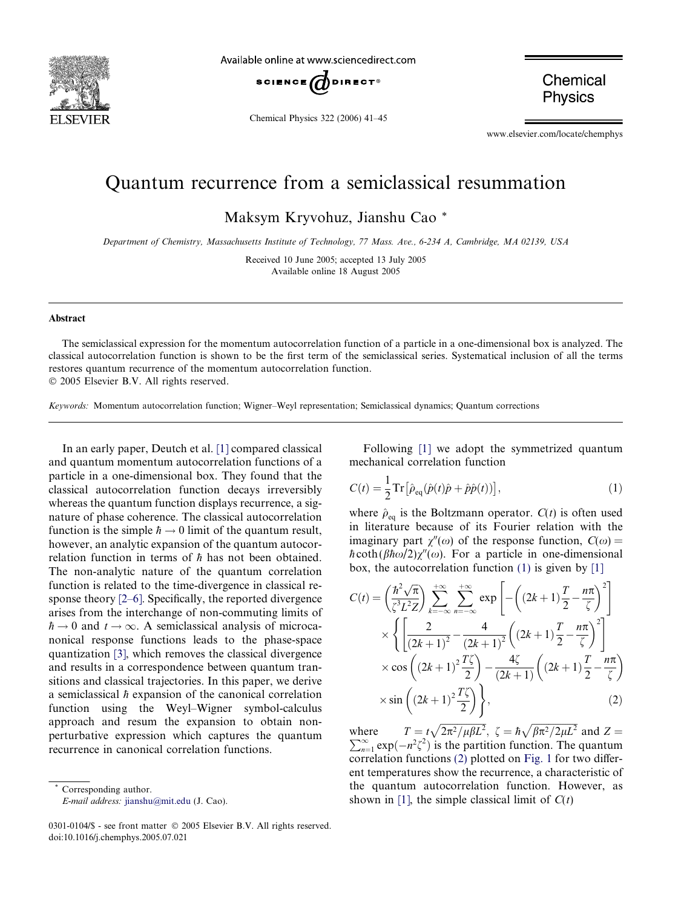# Quantum recurrence from a semiclassical resummation

Maksym Kryvohuz, Jianshu Cao *

*Department of Chemistry, Massachusetts Institute of Technology, 77 Mass. Ave., 6-234 A, Cambridge, MA 02139, USA*

Received 10 June 2005; accepted 13 July 2005
Available online 18 August 2005

## Abstract

The semiclassical expression for the momentum autocorrelation function of a particle in a one-dimensional box is analyzed. The classical autocorrelation function is shown to be the first term of the semiclassical series. Systematical inclusion of all the terms restores quantum recurrence of the momentum autocorrelation function.

© 2005 Elsevier B.V. All rights reserved.

*Keywords:* Momentum autocorrelation function; Wigner–Weyl representation; Semiclassical dynamics; Quantum corrections

In an early paper, Deutch et al. [1] compared classical and quantum momentum autocorrelation functions of a particle in a one-dimensional box. They found that the classical autocorrelation function decays irreversibly whereas the quantum function displays recurrence, a signature of phase coherence. The classical autocorrelation function is the simple $\hbar \to 0$ limit of the quantum result, however, an analytic expansion of the quantum autocorrelation function in terms of $\hbar$ has not been obtained. The non-analytic nature of the quantum correlation function is related to the time-divergence in classical response theory [2–6]. Specifically, the reported divergence arises from the interchange of non-commuting limits of $\hbar \to 0$ and $t \to \infty$. A semiclassical analysis of microcanonical response functions leads to the phase-space quantization [3], which removes the classical divergence and results in a correspondence between quantum transitions and classical trajectories. In this paper, we derive a semiclassical $\hbar$ expansion of the canonical correlation function using the Weyl–Wigner symbol-calculus approach and resum the expansion to obtain non-perturbative expression which captures the quantum recurrence in canonical correlation functions.

Following [1] we adopt the symmetrized quantum mechanical correlation function

$$C(t) = \frac{1}{2}\mathrm{Tr}\left[\hat{\rho}_{\mathrm{eq}}(\hat{p}(t)\hat{p} + \hat{p}\hat{p}(t))\right], \tag{1}$$

where $\hat{\rho}_{\mathrm{eq}}$ is the Boltzmann operator. $C(t)$ is often used in literature because of its Fourier relation with the imaginary part $\chi''(\omega)$ of the response function, $C(\omega) = \hbar\coth(\beta\hbar\omega/2)\chi''(\omega)$. For a particle in one-dimensional box, the autocorrelation function (1) is given by [1]

$$\begin{aligned}
C(t) = \left(\frac{\hbar^2\sqrt{\pi}}{\zeta^3 L^2 Z}\right)\sum_{k=-\infty}^{+\infty}\sum_{n=-\infty}^{+\infty}\exp\left[-\left((2k+1)\frac{T}{2}-\frac{n\pi}{\zeta}\right)^2\right] \\
\times\left\{\left[\frac{2}{(2k+1)^2}-\frac{4}{(2k+1)^2}\left((2k+1)\frac{T}{2}-\frac{n\pi}{\zeta}\right)^2\right]\right. \\
\times\cos\left((2k+1)^2\frac{T\zeta}{2}\right)-\frac{4\zeta}{(2k+1)}\left((2k+1)\frac{T}{2}-\frac{n\pi}{\zeta}\right) \\
\left.\times\sin\left((2k+1)^2\frac{T\zeta}{2}\right)\right\},
\end{aligned} \tag{2}$$

where $T = t\sqrt{2\pi^2/\mu\beta L^2}$, $\zeta = \hbar\sqrt{\beta\pi^2/2\mu L^2}$ and $Z = \sum_{n=1}^{\infty}\exp(-n^2\zeta^2)$ is the partition function. The quantum correlation functions (2) plotted on Fig. 1 for two different temperatures show the recurrence, a characteristic of the quantum autocorrelation function. However, as shown in [1], the simple classical limit of $C(t)$

---

* Corresponding author.
*E-mail address:* jianshu@mit.edu (J. Cao).

0301-0104/$ - see front matter © 2005 Elsevier B.V. All rights reserved.
doi:10.1016/j.chemphys.2005.07.021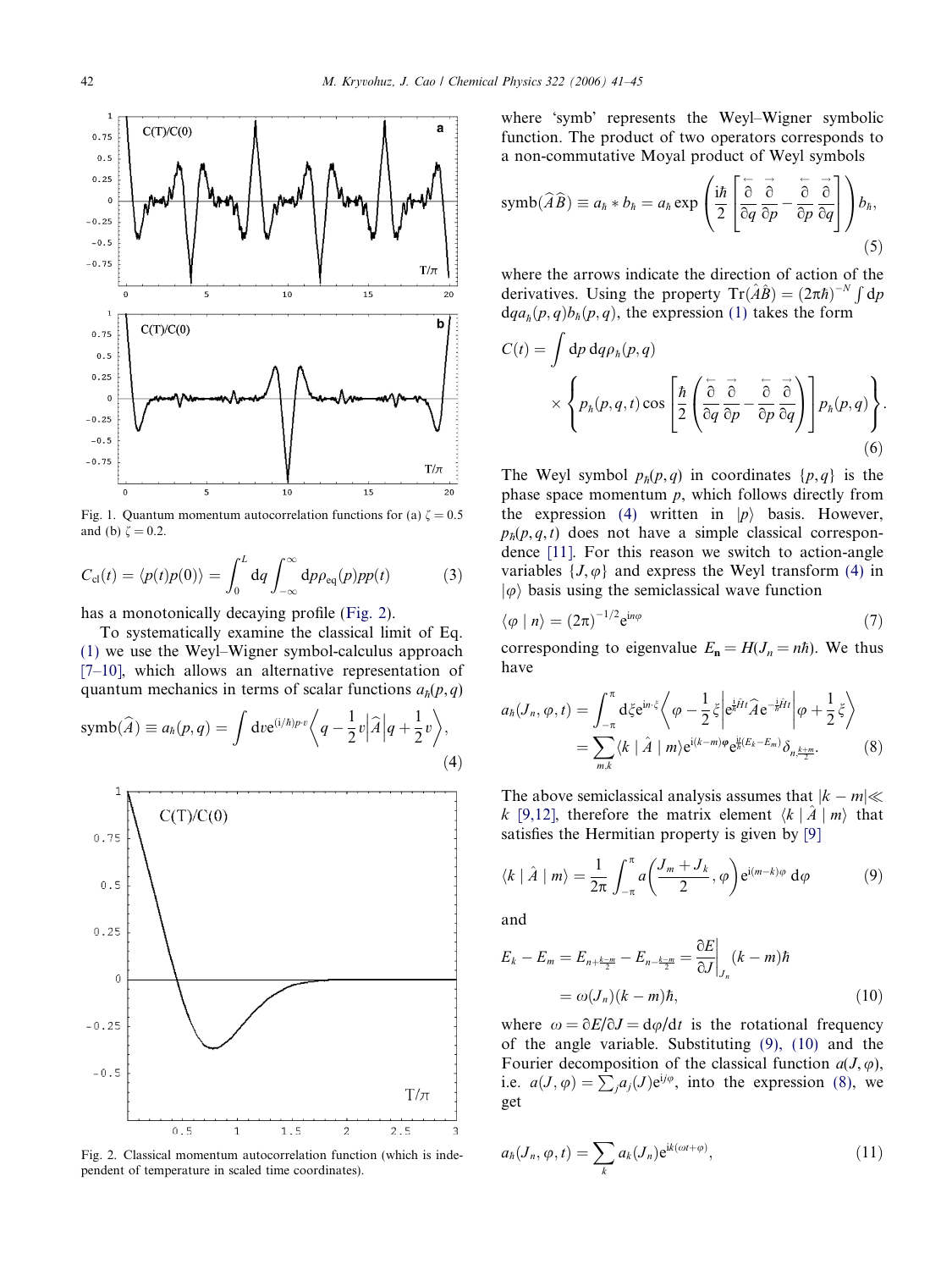Fig. 1. Quantum momentum autocorrelation functions for (a) $\zeta = 0.5$ and (b) $\zeta = 0.2$.

$$C_{\rm cl}(t) = \langle p(t)p(0)\rangle = \int_0^L {\rm d}q \int_{-\infty}^{\infty} {\rm d}p\rho_{\rm eq}(p)pp(t) \tag{3}$$

has a monotonically decaying profile (Fig. 2).

To systematically examine the classical limit of Eq. (1) we use the Weyl–Wigner symbol-calculus approach [7–10], which allows an alternative representation of quantum mechanics in terms of scalar functions $a_\hbar(p,q)$

$${\rm symb}(\widehat{A}) \equiv a_\hbar(p,q) = \int {\rm d}v {\rm e}^{(i/\hbar)p\cdot v}\left\langle q - \frac{1}{2}v\middle|\widehat{A}\middle|q + \frac{1}{2}v\right\rangle, \tag{4}$$

Fig. 2. Classical momentum autocorrelation function (which is independent of temperature in scaled time coordinates).

where 'symb' represents the Weyl–Wigner symbolic function. The product of two operators corresponds to a non-commutative Moyal product of Weyl symbols

$${\rm symb}(\widehat{A}\widehat{B}) \equiv a_\hbar * b_\hbar = a_\hbar \exp\left(\frac{i\hbar}{2}\left[\frac{\overleftarrow{\partial}}{\partial q}\frac{\overrightarrow{\partial}}{\partial p} - \frac{\overleftarrow{\partial}}{\partial p}\frac{\overrightarrow{\partial}}{\partial q}\right]\right) b_\hbar, \tag{5}$$

where the arrows indicate the direction of action of the derivatives. Using the property ${\rm Tr}(\hat{A}\hat{B}) = (2\pi\hbar)^{-N}\int {\rm d}p\, {\rm d}q a_\hbar(p,q)b_\hbar(p,q)$, the expression (1) takes the form

$$C(t) = \int {\rm d}p\,{\rm d}q\rho_\hbar(p,q) \times \left\{ p_\hbar(p,q,t)\cos\left[\frac{\hbar}{2}\left(\frac{\overleftarrow{\partial}}{\partial q}\frac{\overrightarrow{\partial}}{\partial p} - \frac{\overleftarrow{\partial}}{\partial p}\frac{\overrightarrow{\partial}}{\partial q}\right)\right] p_\hbar(p,q)\right\}. \tag{6}$$

The Weyl symbol $p_\hbar(p,q)$ in coordinates $\{p,q\}$ is the phase space momentum $p$, which follows directly from the expression (4) written in $|p\rangle$ basis. However, $p_\hbar(p,q,t)$ does not have a simple classical correspondence [11]. For this reason we switch to action-angle variables $\{J,\varphi\}$ and express the Weyl transform (4) in $|\varphi\rangle$ basis using the semiclassical wave function

$$\langle \varphi \mid n\rangle = (2\pi)^{-1/2}{\rm e}^{in\varphi} \tag{7}$$

corresponding to eigenvalue $E_{\mathbf{n}} = H(J_n = n\hbar)$. We thus have

$$\begin{aligned} a_\hbar(J_n,\varphi,t) &= \int_{-\pi}^{\pi} {\rm d}\xi {\rm e}^{in\cdot\xi}\left\langle \varphi - \frac{1}{2}\xi\middle|{\rm e}^{\frac{i}{\hbar}\hat{H}t}\widehat{A}{\rm e}^{-\frac{i}{\hbar}\hat{H}t}\middle|\varphi + \frac{1}{2}\xi\right\rangle \\ &= \sum_{m,k}\langle k \mid \hat{A} \mid m\rangle {\rm e}^{i(k-m)\varphi}{\rm e}^{\frac{it}{\hbar}(E_k - E_m)}\delta_{n,\frac{k+m}{2}}. \end{aligned} \tag{8}$$

The above semiclassical analysis assumes that $|k-m| \ll k$ [9,12], therefore the matrix element $\langle k \mid \hat{A} \mid m\rangle$ that satisfies the Hermitian property is given by [9]

$$\langle k \mid \hat{A} \mid m\rangle = \frac{1}{2\pi}\int_{-\pi}^{\pi} a\left(\frac{J_m + J_k}{2},\varphi\right){\rm e}^{i(m-k)\varphi}\,{\rm d}\varphi \tag{9}$$

and

$$\begin{aligned} E_k - E_m &= E_{n+\frac{k-m}{2}} - E_{n-\frac{k-m}{2}} = \left.\frac{\partial E}{\partial J}\right|_{J_n}(k-m)\hbar \\ &= \omega(J_n)(k-m)\hbar, \end{aligned} \tag{10}$$

where $\omega = \partial E/\partial J = {\rm d}\varphi/{\rm d}t$ is the rotational frequency of the angle variable. Substituting (9), (10) and the Fourier decomposition of the classical function $a(J,\varphi)$, i.e. $a(J,\varphi) = \sum_j a_j(J){\rm e}^{ij\varphi}$, into the expression (8), we get

$$a_\hbar(J_n,\varphi,t) = \sum_k a_k(J_n){\rm e}^{ik(\omega t + \varphi)}, \tag{11}$$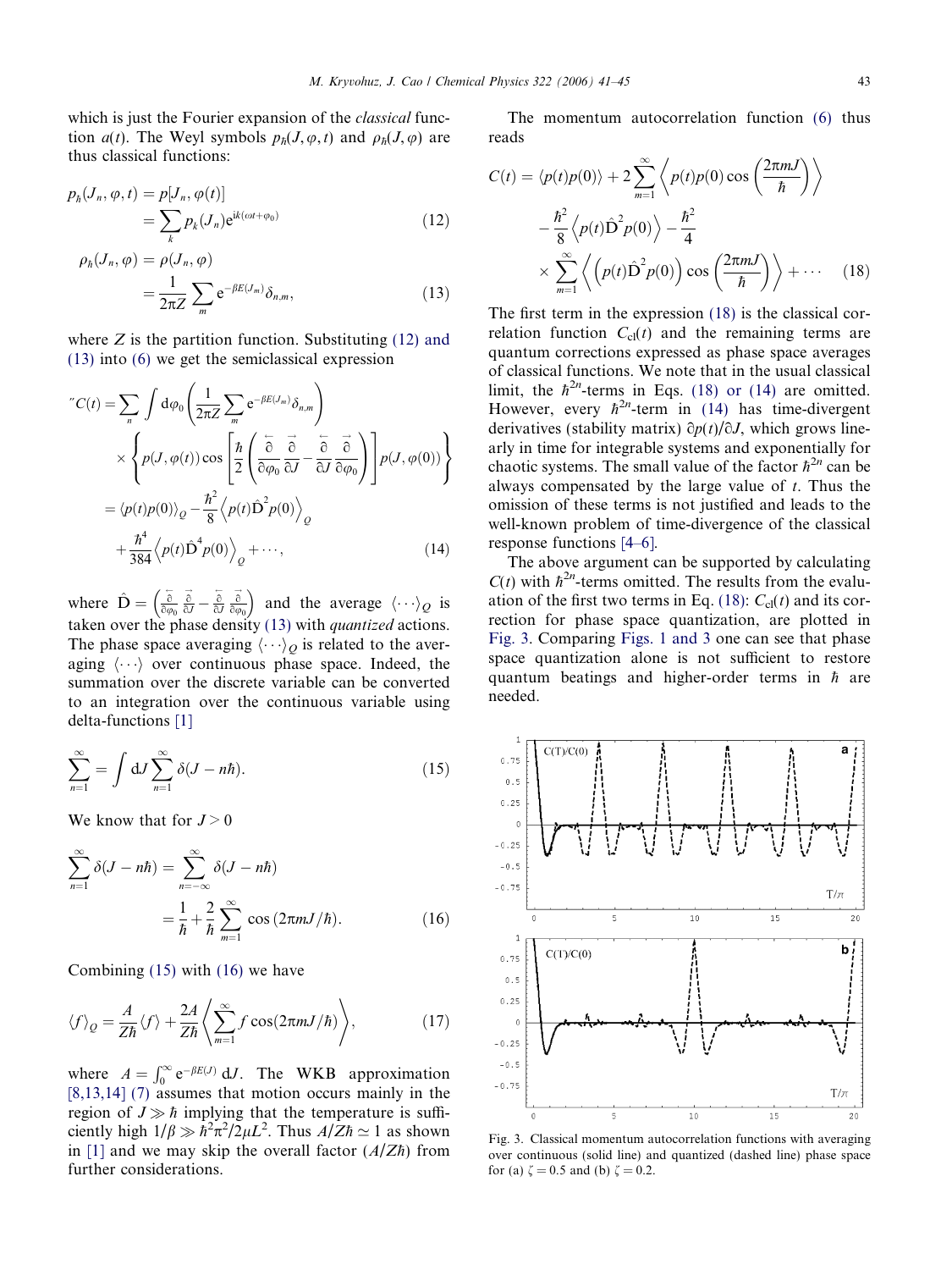which is just the Fourier expansion of the *classical* function $a(t)$. The Weyl symbols $p_\hbar(J,\varphi,t)$ and $\rho_\hbar(J,\varphi)$ are thus classical functions:

$$
\begin{aligned}
p_\hbar(J_n,\varphi,t) &= p[J_n,\varphi(t)] \\
&= \sum_k p_k(J_n)\mathrm{e}^{\mathrm{i}k(\omega t+\varphi_0)}
\end{aligned}
\tag{12}
$$

$$
\begin{aligned}
\rho_\hbar(J_n,\varphi) &= \rho(J_n,\varphi) \\
&= \frac{1}{2\pi Z}\sum_m \mathrm{e}^{-\beta E(J_m)}\delta_{n,m},
\end{aligned}
\tag{13}
$$

where $Z$ is the partition function. Substituting (12) and (13) into (6) we get the semiclassical expression

$$
\begin{aligned}
{}''C(t) &= \sum_n \int \mathrm{d}\varphi_0 \left(\frac{1}{2\pi Z}\sum_m \mathrm{e}^{-\beta E(J_m)}\delta_{n,m}\right) \\
&\quad\times \left\{ p(J,\varphi(t))\cos\left[\frac{\hbar}{2}\left(\frac{\overleftarrow{\partial}}{\partial\varphi_0}\frac{\overrightarrow{\partial}}{\partial J}-\frac{\overleftarrow{\partial}}{\partial J}\frac{\overrightarrow{\partial}}{\partial\varphi_0}\right)\right] p(J,\varphi(0))\right\} \\
&= \langle p(t)p(0)\rangle_Q - \frac{\hbar^2}{8}\left\langle p(t)\hat{\mathrm{D}}^2 p(0)\right\rangle_Q \\
&\quad + \frac{\hbar^4}{384}\left\langle p(t)\hat{\mathrm{D}}^4 p(0)\right\rangle_Q + \cdots,
\end{aligned}
\tag{14}
$$

where $\hat{\mathrm{D}} = \left(\frac{\overleftarrow{\partial}}{\partial\varphi_0}\frac{\overrightarrow{\partial}}{\partial J}-\frac{\overleftarrow{\partial}}{\partial J}\frac{\overrightarrow{\partial}}{\partial\varphi_0}\right)$ and the average $\langle\cdots\rangle_Q$ is taken over the phase density (13) with *quantized* actions. The phase space averaging $\langle\cdots\rangle_Q$ is related to the averaging $\langle\cdots\rangle$ over continuous phase space. Indeed, the summation over the discrete variable can be converted to an integration over the continuous variable using delta-functions [1]

$$
\sum_{n=1}^{\infty} = \int \mathrm{d}J \sum_{n=1}^{\infty}\delta(J-n\hbar).
\tag{15}
$$

We know that for $J>0$

$$
\begin{aligned}
\sum_{n=1}^{\infty}\delta(J-n\hbar) &= \sum_{n=-\infty}^{\infty}\delta(J-n\hbar) \\
&= \frac{1}{\hbar}+\frac{2}{\hbar}\sum_{m=1}^{\infty}\cos(2\pi mJ/\hbar).
\end{aligned}
\tag{16}
$$

Combining (15) with (16) we have

$$
\langle f\rangle_Q = \frac{A}{Z\hbar}\langle f\rangle + \frac{2A}{Z\hbar}\left\langle \sum_{m=1}^{\infty} f\cos(2\pi mJ/\hbar)\right\rangle,
\tag{17}
$$

where $A=\int_0^\infty \mathrm{e}^{-\beta E(J)}\,\mathrm{d}J$. The WKB approximation [8,13,14] (7) assumes that motion occurs mainly in the region of $J\gg\hbar$ implying that the temperature is sufficiently high $1/\beta \gg \hbar^2\pi^2/2\mu L^2$. Thus $A/Z\hbar \simeq 1$ as shown in [1] and we may skip the overall factor $(A/Z\hbar)$ from further considerations.

The momentum autocorrelation function (6) thus reads

$$
\begin{aligned}
C(t) &= \langle p(t)p(0)\rangle + 2\sum_{m=1}^{\infty}\left\langle p(t)p(0)\cos\left(\frac{2\pi mJ}{\hbar}\right)\right\rangle \\
&\quad - \frac{\hbar^2}{8}\left\langle p(t)\hat{\mathrm{D}}^2 p(0)\right\rangle - \frac{\hbar^2}{4} \\
&\quad\times \sum_{m=1}^{\infty}\left\langle \left(p(t)\hat{\mathrm{D}}^2 p(0)\right)\cos\left(\frac{2\pi mJ}{\hbar}\right)\right\rangle + \cdots
\end{aligned}
\tag{18}
$$

The first term in the expression (18) is the classical correlation function $C_{\mathrm{cl}}(t)$ and the remaining terms are quantum corrections expressed as phase space averages of classical functions. We note that in the usual classical limit, the $\hbar^{2n}$-terms in Eqs. (18) or (14) are omitted. However, every $\hbar^{2n}$-term in (14) has time-divergent derivatives (stability matrix) $\partial p(t)/\partial J$, which grows linearly in time for integrable systems and exponentially for chaotic systems. The small value of the factor $\hbar^{2n}$ can be always compensated by the large value of $t$. Thus the omission of these terms is not justified and leads to the well-known problem of time-divergence of the classical response functions [4–6].

The above argument can be supported by calculating $C(t)$ with $\hbar^{2n}$-terms omitted. The results from the evaluation of the first two terms in Eq. (18): $C_{\mathrm{cl}}(t)$ and its correction for phase space quantization, are plotted in Fig. 3. Comparing Figs. 1 and 3 one can see that phase space quantization alone is not sufficient to restore quantum beatings and higher-order terms in $\hbar$ are needed.

Fig. 3. Classical momentum autocorrelation functions with averaging over continuous (solid line) and quantized (dashed line) phase space for (a) $\zeta = 0.5$ and (b) $\zeta = 0.2$.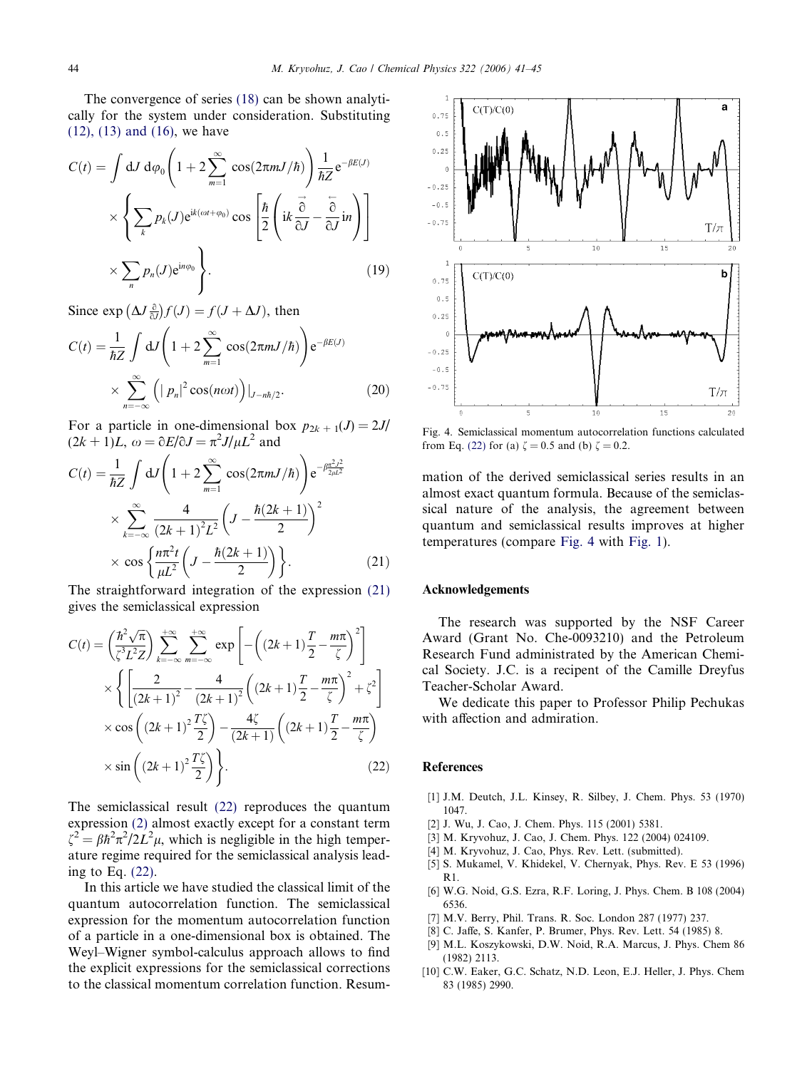The convergence of series (18) can be shown analytically for the system under consideration. Substituting (12), (13) and (16), we have

$$C(t) = \int \mathrm{d}J\, \mathrm{d}\varphi_0 \left(1 + 2\sum_{m=1}^{\infty} \cos(2\pi m J/\hbar)\right) \frac{1}{\hbar Z} \mathrm{e}^{-\beta E(J)} \times \left\{ \sum_k p_k(J) \mathrm{e}^{\mathrm{i}k(\omega t + \varphi_0)} \cos\left[\frac{\hbar}{2}\left(\mathrm{i}k \frac{\overrightarrow{\partial}}{\partial J} - \frac{\overleftarrow{\partial}}{\partial J}\mathrm{i}n\right)\right] \times \sum_n p_n(J) \mathrm{e}^{\mathrm{i}n\varphi_0} \right\}. \tag{19}$$

Since $\exp\left(\Delta J \frac{\partial}{\partial J}\right) f(J) = f(J + \Delta J)$, then

$$C(t) = \frac{1}{\hbar Z} \int \mathrm{d}J \left(1 + 2\sum_{m=1}^{\infty} \cos(2\pi m J/\hbar)\right) \mathrm{e}^{-\beta E(J)} \times \sum_{n=-\infty}^{\infty} \left(|\, p_n|^2 \cos(n\omega t)\right)\Big|_{J - n\hbar/2}. \tag{20}$$

For a particle in one-dimensional box $p_{2k+1}(J) = 2J/(2k+1)L$, $\omega = \partial E/\partial J = \pi^2 J/\mu L^2$ and

$$C(t) = \frac{1}{\hbar Z} \int \mathrm{d}J \left(1 + 2\sum_{m=1}^{\infty} \cos(2\pi m J/\hbar)\right) \mathrm{e}^{-\beta \frac{\pi^2 J^2}{2\mu L^2}} \times \sum_{k=-\infty}^{\infty} \frac{4}{(2k+1)^2 L^2} \left(J - \frac{\hbar(2k+1)}{2}\right)^2 \times \cos\left\{\frac{n\pi^2 t}{\mu L^2}\left(J - \frac{\hbar(2k+1)}{2}\right)\right\}. \tag{21}$$

The straightforward integration of the expression (21) gives the semiclassical expression

$$C(t) = \left(\frac{\hbar^2\sqrt{\pi}}{\zeta^3 L^2 Z}\right) \sum_{k=-\infty}^{+\infty} \sum_{m=-\infty}^{+\infty} \exp\left[-\left((2k+1)\frac{T}{2} - \frac{m\pi}{\zeta}\right)^2\right] \times \left\{ \left[\frac{2}{(2k+1)^2} - \frac{4}{(2k+1)^2}\left((2k+1)\frac{T}{2} - \frac{m\pi}{\zeta}\right)^2 + \zeta^2\right] \times \cos\left((2k+1)^2 \frac{T\zeta}{2}\right) - \frac{4\zeta}{(2k+1)}\left((2k+1)\frac{T}{2} - \frac{m\pi}{\zeta}\right) \times \sin\left((2k+1)^2 \frac{T\zeta}{2}\right) \right\}. \tag{22}$$

The semiclassical result (22) reproduces the quantum expression (2) almost exactly except for a constant term $\zeta^2 = \beta\hbar^2\pi^2/2L^2\mu$, which is negligible in the high temperature regime required for the semiclassical analysis leading to Eq. (22).

In this article we have studied the classical limit of the quantum autocorrelation function. The semiclassical expression for the momentum autocorrelation function of a particle in a one-dimensional box is obtained. The Weyl–Wigner symbol-calculus approach allows to find the explicit expressions for the semiclassical corrections to the classical momentum correlation function. Resummation of the derived semiclassical series results in an almost exact quantum formula. Because of the semiclassical nature of the analysis, the agreement between quantum and semiclassical results improves at higher temperatures (compare Fig. 4 with Fig. 1).

Fig. 4. Semiclassical momentum autocorrelation functions calculated from Eq. (22) for (a) $\zeta = 0.5$ and (b) $\zeta = 0.2$.

## Acknowledgements

The research was supported by the NSF Career Award (Grant No. Che-0093210) and the Petroleum Research Fund administrated by the American Chemical Society. J.C. is a recipent of the Camille Dreyfus Teacher-Scholar Award.

We dedicate this paper to Professor Philip Pechukas with affection and admiration.

## References

[1] J.M. Deutch, J.L. Kinsey, R. Silbey, J. Chem. Phys. 53 (1970) 1047.

[2] J. Wu, J. Cao, J. Chem. Phys. 115 (2001) 5381.

[3] M. Kryvohuz, J. Cao, J. Chem. Phys. 122 (2004) 024109.

[4] M. Kryvohuz, J. Cao, Phys. Rev. Lett. (submitted).

[5] S. Mukamel, V. Khidekel, V. Chernyak, Phys. Rev. E 53 (1996) R1.

[6] W.G. Noid, G.S. Ezra, R.F. Loring, J. Phys. Chem. B 108 (2004) 6536.

[7] M.V. Berry, Phil. Trans. R. Soc. London 287 (1977) 237.

[8] C. Jaffe, S. Kanfer, P. Brumer, Phys. Rev. Lett. 54 (1985) 8.

[9] M.L. Koszykowski, D.W. Noid, R.A. Marcus, J. Phys. Chem 86 (1982) 2113.

[10] C.W. Eaker, G.C. Schatz, N.D. Leon, E.J. Heller, J. Phys. Chem 83 (1985) 2990.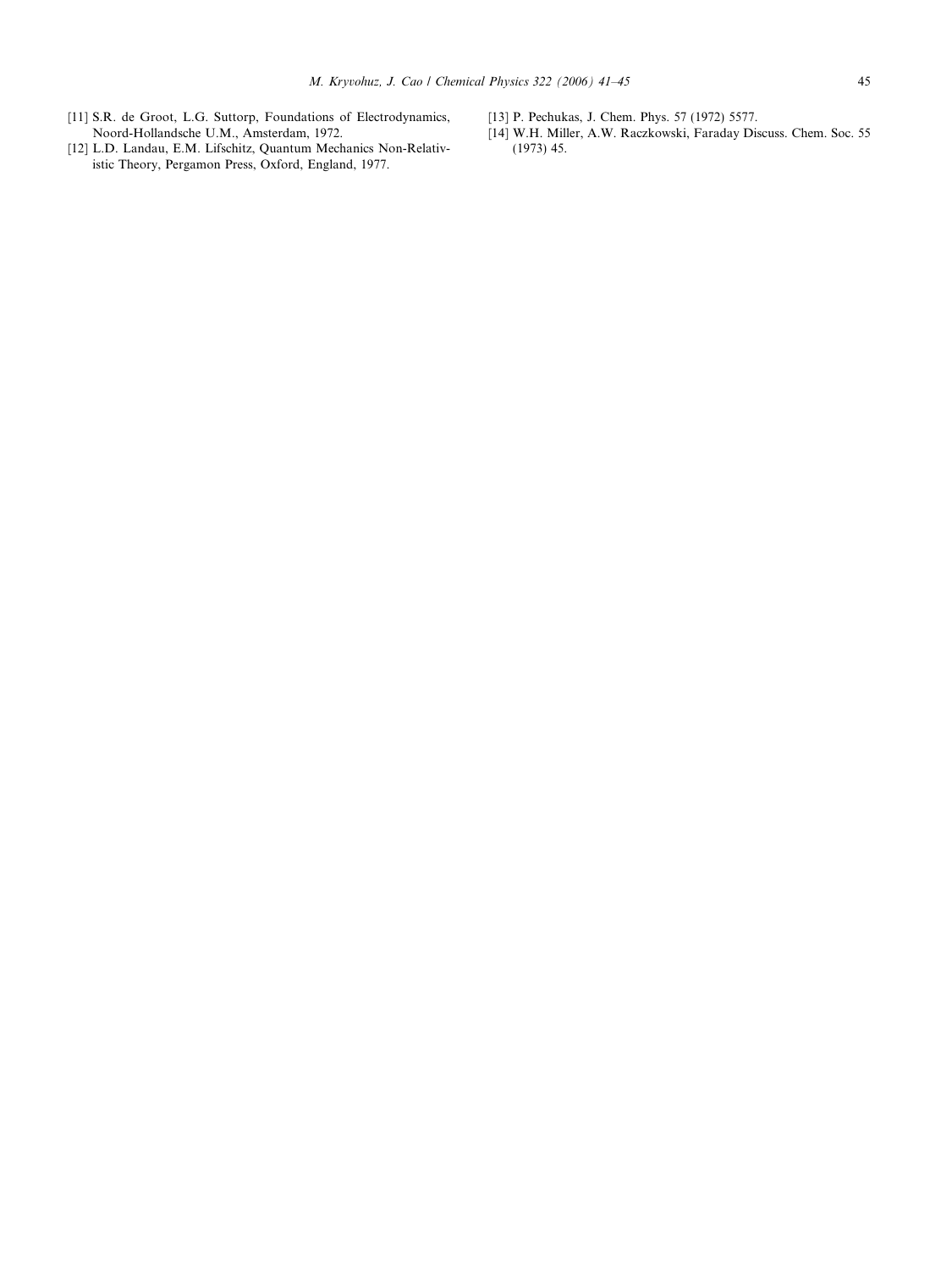[11] S.R. de Groot, L.G. Suttorp, Foundations of Electrodynamics, Noord-Hollandsche U.M., Amsterdam, 1972.

[12] L.D. Landau, E.M. Lifschitz, Quantum Mechanics Non-Relativistic Theory, Pergamon Press, Oxford, England, 1977.

[13] P. Pechukas, J. Chem. Phys. 57 (1972) 5577.

[14] W.H. Miller, A.W. Raczkowski, Faraday Discuss. Chem. Soc. 55 (1973) 45.